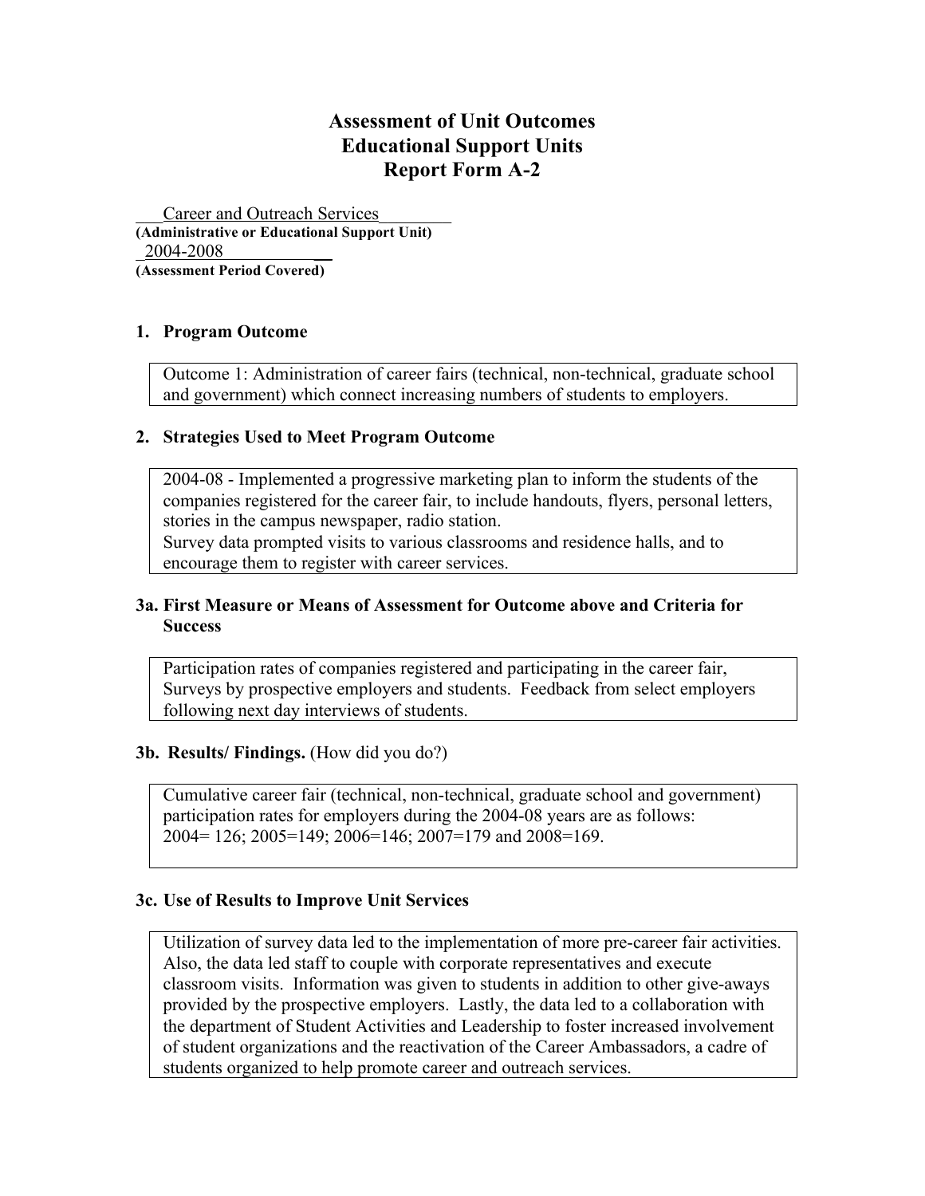# Assessment of Unit Outcomes
# Educational Support Units
# Report Form A-2

Career and Outreach Services
**(Administrative or Educational Support Unit)**
2004-2008
**(Assessment Period Covered)**

## 1. Program Outcome

Outcome 1: Administration of career fairs (technical, non-technical, graduate school and government) which connect increasing numbers of students to employers.

## 2. Strategies Used to Meet Program Outcome

2004-08 - Implemented a progressive marketing plan to inform the students of the companies registered for the career fair, to include handouts, flyers, personal letters, stories in the campus newspaper, radio station.
Survey data prompted visits to various classrooms and residence halls, and to encourage them to register with career services.

## 3a. First Measure or Means of Assessment for Outcome above and Criteria for Success

Participation rates of companies registered and participating in the career fair, Surveys by prospective employers and students. Feedback from select employers following next day interviews of students.

## 3b. Results/ Findings. (How did you do?)

Cumulative career fair (technical, non-technical, graduate school and government) participation rates for employers during the 2004-08 years are as follows:
2004= 126; 2005=149; 2006=146; 2007=179 and 2008=169.

## 3c. Use of Results to Improve Unit Services

Utilization of survey data led to the implementation of more pre-career fair activities. Also, the data led staff to couple with corporate representatives and execute classroom visits. Information was given to students in addition to other give-aways provided by the prospective employers. Lastly, the data led to a collaboration with the department of Student Activities and Leadership to foster increased involvement of student organizations and the reactivation of the Career Ambassadors, a cadre of students organized to help promote career and outreach services.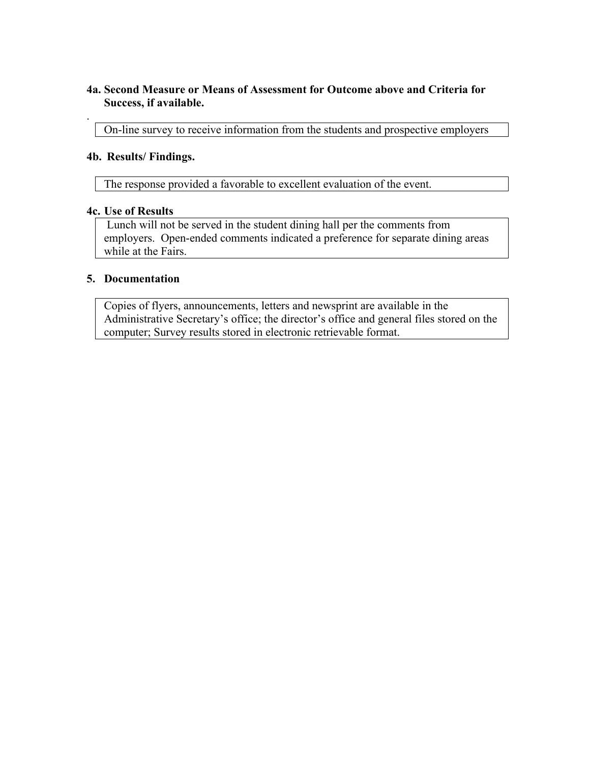**4a. Second Measure or Means of Assessment for Outcome above and Criteria for Success, if available.**

.

On-line survey to receive information from the students and prospective employers

**4b. Results/ Findings.**

The response provided a favorable to excellent evaluation of the event.

**4c. Use of Results**

Lunch will not be served in the student dining hall per the comments from employers. Open-ended comments indicated a preference for separate dining areas while at the Fairs.

**5. Documentation**

Copies of flyers, announcements, letters and newsprint are available in the Administrative Secretary's office; the director's office and general files stored on the computer; Survey results stored in electronic retrievable format.